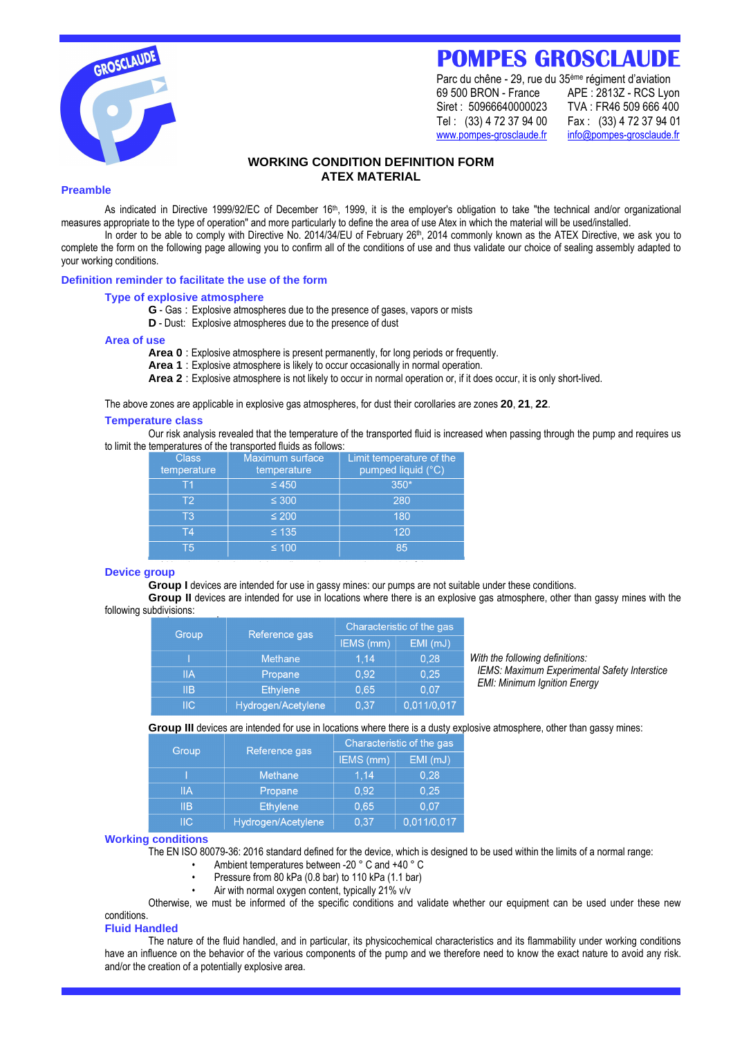# POMPES GROSCLAUDE

Parc du chêne - 29, rue du 35ème régiment d'aviation
69 500 BRON - France APE : 2813Z - RCS Lyon
Siret : 50966640000023 TVA : FR46 509 666 400
Tel : (33) 4 72 37 94 00 Fax : (33) 4 72 37 94 01
www.pompes-grosclaude.fr info@pompes-grosclaude.fr

## WORKING CONDITION DEFINITION FORM
## ATEX MATERIAL

### Preamble

As indicated in Directive 1999/92/EC of December 16th, 1999, it is the employer's obligation to take "the technical and/or organizational measures appropriate to the type of operation" and more particularly to define the area of use Atex in which the material will be used/installed.

In order to be able to comply with Directive No. 2014/34/EU of February 26th, 2014 commonly known as the ATEX Directive, we ask you to complete the form on the following page allowing you to confirm all of the conditions of use and thus validate our choice of sealing assembly adapted to your working conditions.

### Definition reminder to facilitate the use of the form

#### Type of explosive atmosphere

**G** - Gas : Explosive atmospheres due to the presence of gases, vapors or mists
**D** - Dust: Explosive atmospheres due to the presence of dust

#### Area of use

**Area 0** : Explosive atmosphere is present permanently, for long periods or frequently.
**Area 1** : Explosive atmosphere is likely to occur occasionally in normal operation.
**Area 2** : Explosive atmosphere is not likely to occur in normal operation or, if it does occur, it is only short-lived.

The above zones are applicable in explosive gas atmospheres, for dust their corollaries are zones **20**, **21**, **22**.

#### Temperature class

Our risk analysis revealed that the temperature of the transported fluid is increased when passing through the pump and requires us to limit the temperatures of the transported fluids as follows:

| Class temperature | Maximum surface temperature | Limit temperature of the pumped liquid (°C) |
|---|---|---|
| T1 | ≤ 450 | 350* |
| T2 | ≤ 300 | 280 |
| T3 | ≤ 200 | 180 |
| T4 | ≤ 135 | 120 |
| T5 | ≤ 100 | 85 |

#### Device group

**Group I** devices are intended for use in gassy mines: our pumps are not suitable under these conditions.
**Group II** devices are intended for use in locations where there is an explosive gas atmosphere, other than gassy mines with the following subdivisions:

| Group | Reference gas | Characteristic of the gas | |
|---|---|---|---|
| | | IEMS (mm) | EMI (mJ) |
| I | Methane | 1,14 | 0,28 |
| IIA | Propane | 0,92 | 0,25 |
| IIB | Ethylene | 0,65 | 0,07 |
| IIC | Hydrogen/Acetylene | 0,37 | 0,011/0,017 |

*With the following definitions:*
*IEMS: Maximum Experimental Safety Interstice*
*EMI: Minimum Ignition Energy*

**Group III** devices are intended for use in locations where there is a dusty explosive atmosphere, other than gassy mines:

| Group | Reference gas | Characteristic of the gas | |
|---|---|---|---|
| | | IEMS (mm) | EMI (mJ) |
| I | Methane | 1,14 | 0,28 |
| IIA | Propane | 0,92 | 0,25 |
| IIB | Ethylene | 0,65 | 0,07 |
| IIC | Hydrogen/Acetylene | 0,37 | 0,011/0,017 |

#### Working conditions

The EN ISO 80079-36: 2016 standard defined for the device, which is designed to be used within the limits of a normal range:

- Ambient temperatures between -20 ° C and +40 ° C
- Pressure from 80 kPa (0.8 bar) to 110 kPa (1.1 bar)
- Air with normal oxygen content, typically 21% v/v

Otherwise, we must be informed of the specific conditions and validate whether our equipment can be used under these new conditions.

#### Fluid Handled

The nature of the fluid handled, and in particular, its physicochemical characteristics and its flammability under working conditions have an influence on the behavior of the various components of the pump and we therefore need to know the exact nature to avoid any risk. and/or the creation of a potentially explosive area.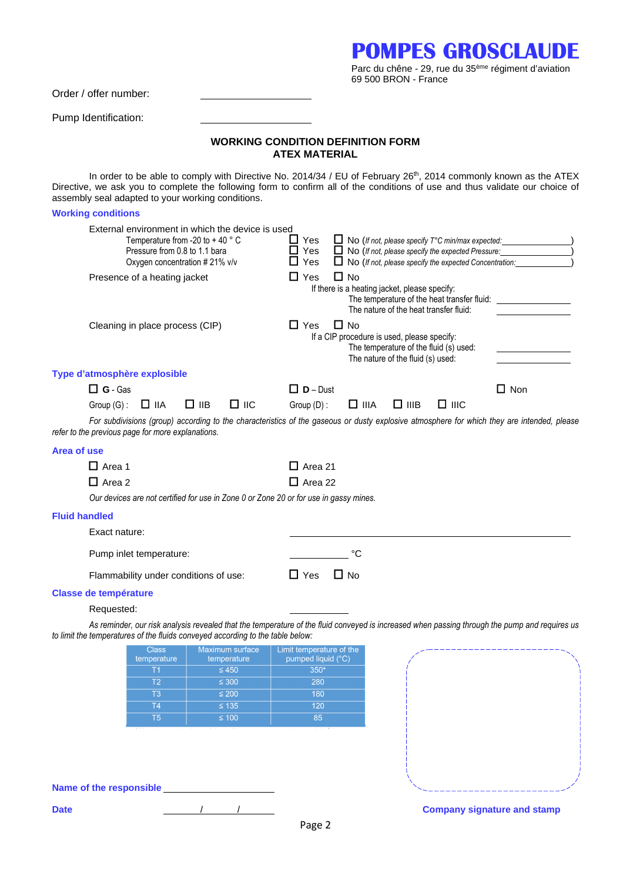# POMPES GROSCLAUDE

Parc du chêne - 29, rue du 35ème régiment d'aviation
69 500 BRON - France

Order / offer number: ____________

Pump Identification: ____________

## WORKING CONDITION DEFINITION FORM
## ATEX MATERIAL

In order to be able to comply with Directive No. 2014/34 / EU of February 26th, 2014 commonly known as the ATEX Directive, we ask you to complete the following form to confirm all of the conditions of use and thus validate our choice of assembly seal adapted to your working conditions.

### Working conditions

External environment in which the device is used

- Temperature from -20 to + 40 ° C — ☐ Yes ☐ No (*If not, please specify T°C min/max expected:* ____________)
- Pressure from 0.8 to 1.1 bara — ☐ Yes ☐ No (*If not, please specify the expected Pressure:* ____________)
- Oxygen concentration # 21% v/v — ☐ Yes ☐ No (*If not, please specify the expected Concentration:* ____________)

Presence of a heating jacket — ☐ Yes ☐ No

If there is a heating jacket, please specify:
- The temperature of the heat transfer fluid: ____________
- The nature of the heat transfer fluid: ____________

Cleaning in place process (CIP) — ☐ Yes ☐ No

If a CIP procedure is used, please specify:
- The temperature of the fluid (s) used: ____________
- The nature of the fluid (s) used: ____________

### Type d'atmosphère explosible

☐ **G** - Gas　　　☐ **D** – Dust　　　☐ Non

Group (G) : ☐ IIA ☐ IIB ☐ IIC　　　Group (D) : ☐ IIIA ☐ IIIB ☐ IIIC

*For subdivisions (group) according to the characteristics of the gaseous or dusty explosive atmosphere for which they are intended, please refer to the previous page for more explanations.*

### Area of use

☐ Area 1　　　☐ Area 21

☐ Area 2　　　☐ Area 22

*Our devices are not certified for use in Zone 0 or Zone 20 or for use in gassy mines.*

### Fluid handled

Exact nature: ____________

Pump inlet temperature: ____________ °C

Flammability under conditions of use: ☐ Yes ☐ No

### Classe de température

Requested: ____________

*As reminder, our risk analysis revealed that the temperature of the fluid conveyed is increased when passing through the pump and requires us to limit the temperatures of the fluids conveyed according to the table below:*

| Class temperature | Maximum surface temperature | Limit temperature of the pumped liquid (°C) |
|---|---|---|
| T1 | ≤ 450 | 350* |
| T2 | ≤ 300 | 280 |
| T3 | ≤ 200 | 180 |
| T4 | ≤ 135 | 120 |
| T5 | ≤ 100 | 85 |

**Name of the responsible** ____________

**Date** ____ / ____ / ____

**Company signature and stamp**